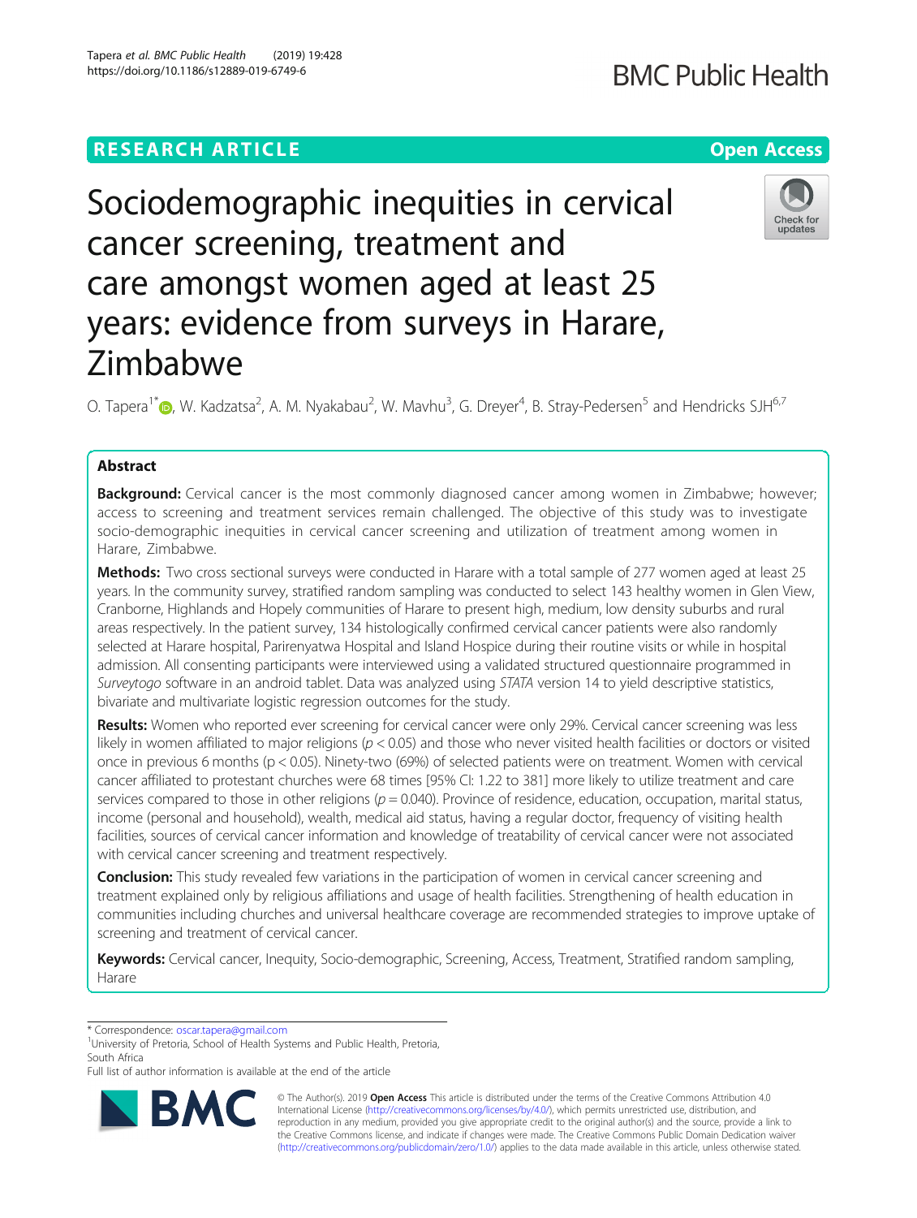RESEARCH ARTICLE

Open Access

# Sociodemographic inequities in cervical cancer screening, treatment and care amongst women aged at least 25 years: evidence from surveys in Harare, Zimbabwe

O. Tapera[1*], W. Kadzatsa[2], A. M. Nyakabau[2], W. Mavhu[3], G. Dreyer[4], B. Stray-Pedersen[5] and Hendricks SJH[6,7]

## Abstract

**Background:** Cervical cancer is the most commonly diagnosed cancer among women in Zimbabwe; however; access to screening and treatment services remain challenged. The objective of this study was to investigate socio-demographic inequities in cervical cancer screening and utilization of treatment among women in Harare, Zimbabwe.

**Methods:** Two cross sectional surveys were conducted in Harare with a total sample of 277 women aged at least 25 years. In the community survey, stratified random sampling was conducted to select 143 healthy women in Glen View, Cranborne, Highlands and Hopely communities of Harare to present high, medium, low density suburbs and rural areas respectively. In the patient survey, 134 histologically confirmed cervical cancer patients were also randomly selected at Harare hospital, Parirenyatwa Hospital and Island Hospice during their routine visits or while in hospital admission. All consenting participants were interviewed using a validated structured questionnaire programmed in *Surveytogo* software in an android tablet. Data was analyzed using *STATA* version 14 to yield descriptive statistics, bivariate and multivariate logistic regression outcomes for the study.

**Results:** Women who reported ever screening for cervical cancer were only 29%. Cervical cancer screening was less likely in women affiliated to major religions ($p < 0.05$) and those who never visited health facilities or doctors or visited once in previous 6 months ($p < 0.05$). Ninety-two (69%) of selected patients were on treatment. Women with cervical cancer affiliated to protestant churches were 68 times [95% CI: 1.22 to 381] more likely to utilize treatment and care services compared to those in other religions ($p = 0.040$). Province of residence, education, occupation, marital status, income (personal and household), wealth, medical aid status, having a regular doctor, frequency of visiting health facilities, sources of cervical cancer information and knowledge of treatability of cervical cancer were not associated with cervical cancer screening and treatment respectively.

**Conclusion:** This study revealed few variations in the participation of women in cervical cancer screening and treatment explained only by religious affiliations and usage of health facilities. Strengthening of health education in communities including churches and universal healthcare coverage are recommended strategies to improve uptake of screening and treatment of cervical cancer.

**Keywords:** Cervical cancer, Inequity, Socio-demographic, Screening, Access, Treatment, Stratified random sampling, Harare

---

\* Correspondence: oscar.tapera@gmail.com

[1]University of Pretoria, School of Health Systems and Public Health, Pretoria, South Africa

Full list of author information is available at the end of the article

© The Author(s). 2019 **Open Access** This article is distributed under the terms of the Creative Commons Attribution 4.0 International License (http://creativecommons.org/licenses/by/4.0/), which permits unrestricted use, distribution, and reproduction in any medium, provided you give appropriate credit to the original author(s) and the source, provide a link to the Creative Commons license, and indicate if changes were made. The Creative Commons Public Domain Dedication waiver (http://creativecommons.org/publicdomain/zero/1.0/) applies to the data made available in this article, unless otherwise stated.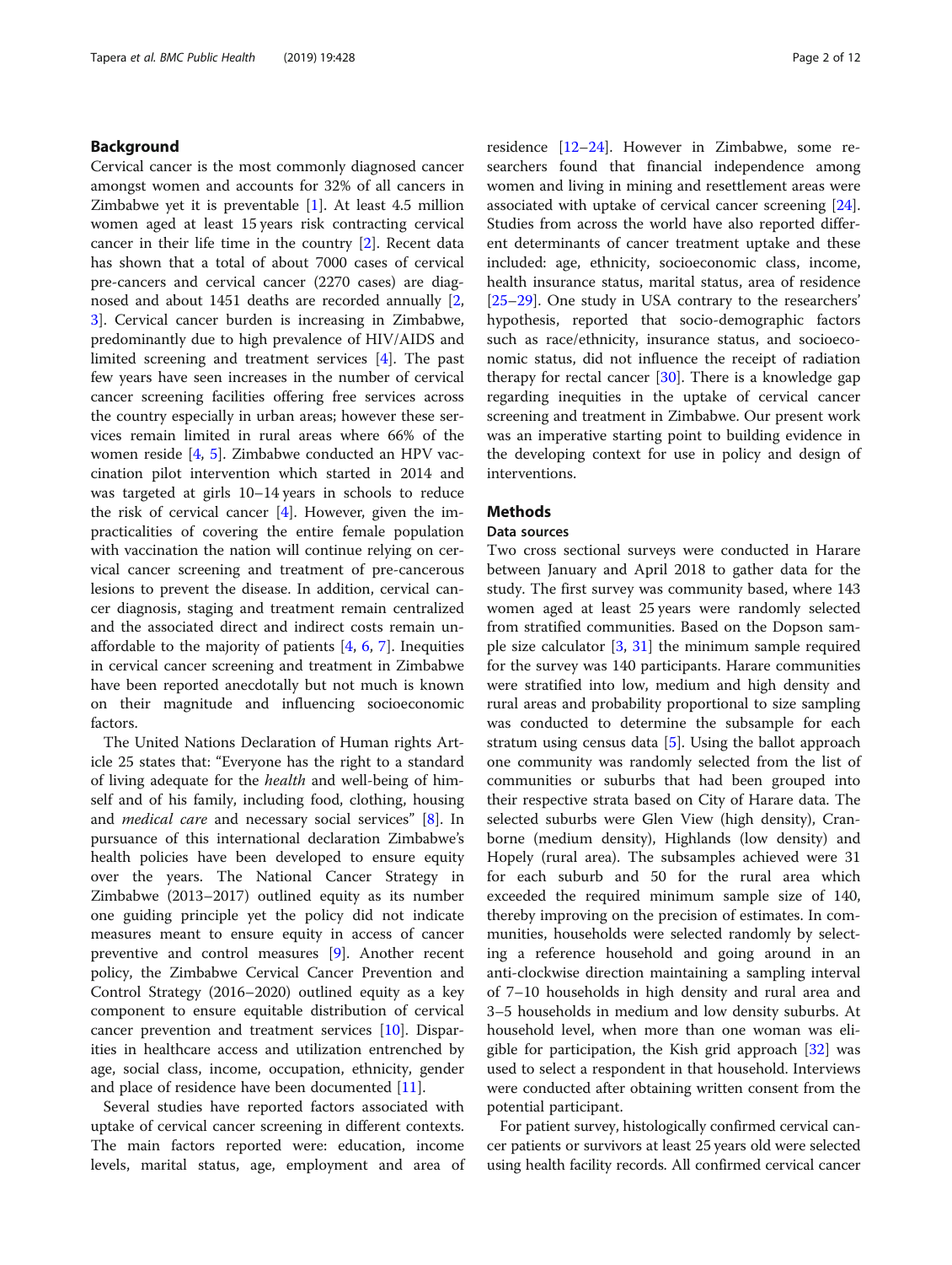## Background

Cervical cancer is the most commonly diagnosed cancer amongst women and accounts for 32% of all cancers in Zimbabwe yet it is preventable [1]. At least 4.5 million women aged at least 15 years risk contracting cervical cancer in their life time in the country [2]. Recent data has shown that a total of about 7000 cases of cervical pre-cancers and cervical cancer (2270 cases) are diagnosed and about 1451 deaths are recorded annually [2, 3]. Cervical cancer burden is increasing in Zimbabwe, predominantly due to high prevalence of HIV/AIDS and limited screening and treatment services [4]. The past few years have seen increases in the number of cervical cancer screening facilities offering free services across the country especially in urban areas; however these services remain limited in rural areas where 66% of the women reside [4, 5]. Zimbabwe conducted an HPV vaccination pilot intervention which started in 2014 and was targeted at girls 10–14 years in schools to reduce the risk of cervical cancer [4]. However, given the impracticalities of covering the entire female population with vaccination the nation will continue relying on cervical cancer screening and treatment of pre-cancerous lesions to prevent the disease. In addition, cervical cancer diagnosis, staging and treatment remain centralized and the associated direct and indirect costs remain unaffordable to the majority of patients [4, 6, 7]. Inequities in cervical cancer screening and treatment in Zimbabwe have been reported anecdotally but not much is known on their magnitude and influencing socioeconomic factors.

The United Nations Declaration of Human rights Article 25 states that: "Everyone has the right to a standard of living adequate for the *health* and well-being of himself and of his family, including food, clothing, housing and *medical care* and necessary social services" [8]. In pursuance of this international declaration Zimbabwe's health policies have been developed to ensure equity over the years. The National Cancer Strategy in Zimbabwe (2013–2017) outlined equity as its number one guiding principle yet the policy did not indicate measures meant to ensure equity in access of cancer preventive and control measures [9]. Another recent policy, the Zimbabwe Cervical Cancer Prevention and Control Strategy (2016–2020) outlined equity as a key component to ensure equitable distribution of cervical cancer prevention and treatment services [10]. Disparities in healthcare access and utilization entrenched by age, social class, income, occupation, ethnicity, gender and place of residence have been documented [11].

Several studies have reported factors associated with uptake of cervical cancer screening in different contexts. The main factors reported were: education, income levels, marital status, age, employment and area of residence [12–24]. However in Zimbabwe, some researchers found that financial independence among women and living in mining and resettlement areas were associated with uptake of cervical cancer screening [24]. Studies from across the world have also reported different determinants of cancer treatment uptake and these included: age, ethnicity, socioeconomic class, income, health insurance status, marital status, area of residence [25–29]. One study in USA contrary to the researchers' hypothesis, reported that socio-demographic factors such as race/ethnicity, insurance status, and socioeconomic status, did not influence the receipt of radiation therapy for rectal cancer [30]. There is a knowledge gap regarding inequities in the uptake of cervical cancer screening and treatment in Zimbabwe. Our present work was an imperative starting point to building evidence in the developing context for use in policy and design of interventions.

## Methods

### Data sources

Two cross sectional surveys were conducted in Harare between January and April 2018 to gather data for the study. The first survey was community based, where 143 women aged at least 25 years were randomly selected from stratified communities. Based on the Dopson sample size calculator [3, 31] the minimum sample required for the survey was 140 participants. Harare communities were stratified into low, medium and high density and rural areas and probability proportional to size sampling was conducted to determine the subsample for each stratum using census data [5]. Using the ballot approach one community was randomly selected from the list of communities or suburbs that had been grouped into their respective strata based on City of Harare data. The selected suburbs were Glen View (high density), Cranborne (medium density), Highlands (low density) and Hopely (rural area). The subsamples achieved were 31 for each suburb and 50 for the rural area which exceeded the required minimum sample size of 140, thereby improving on the precision of estimates. In communities, households were selected randomly by selecting a reference household and going around in an anti-clockwise direction maintaining a sampling interval of 7–10 households in high density and rural area and 3–5 households in medium and low density suburbs. At household level, when more than one woman was eligible for participation, the Kish grid approach [32] was used to select a respondent in that household. Interviews were conducted after obtaining written consent from the potential participant.

For patient survey, histologically confirmed cervical cancer patients or survivors at least 25 years old were selected using health facility records. All confirmed cervical cancer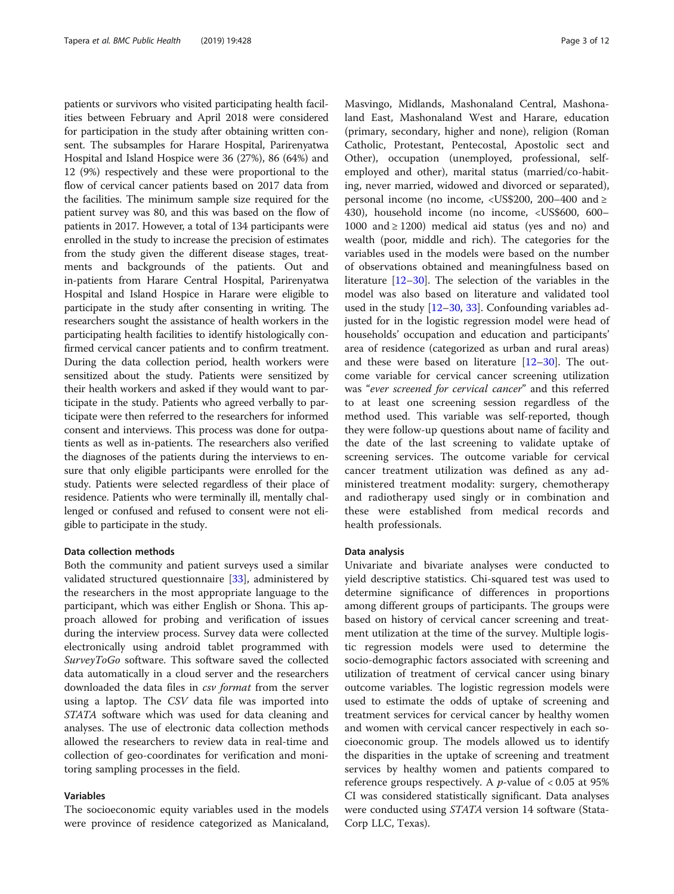patients or survivors who visited participating health facilities between February and April 2018 were considered for participation in the study after obtaining written consent. The subsamples for Harare Hospital, Parirenyatwa Hospital and Island Hospice were 36 (27%), 86 (64%) and 12 (9%) respectively and these were proportional to the flow of cervical cancer patients based on 2017 data from the facilities. The minimum sample size required for the patient survey was 80, and this was based on the flow of patients in 2017. However, a total of 134 participants were enrolled in the study to increase the precision of estimates from the study given the different disease stages, treatments and backgrounds of the patients. Out and in-patients from Harare Central Hospital, Parirenyatwa Hospital and Island Hospice in Harare were eligible to participate in the study after consenting in writing. The researchers sought the assistance of health workers in the participating health facilities to identify histologically confirmed cervical cancer patients and to confirm treatment. During the data collection period, health workers were sensitized about the study. Patients were sensitized by their health workers and asked if they would want to participate in the study. Patients who agreed verbally to participate were then referred to the researchers for informed consent and interviews. This process was done for outpatients as well as in-patients. The researchers also verified the diagnoses of the patients during the interviews to ensure that only eligible participants were enrolled for the study. Patients were selected regardless of their place of residence. Patients who were terminally ill, mentally challenged or confused and refused to consent were not eligible to participate in the study.

### Data collection methods

Both the community and patient surveys used a similar validated structured questionnaire [33], administered by the researchers in the most appropriate language to the participant, which was either English or Shona. This approach allowed for probing and verification of issues during the interview process. Survey data were collected electronically using android tablet programmed with *SurveyToGo* software. This software saved the collected data automatically in a cloud server and the researchers downloaded the data files in *csv format* from the server using a laptop. The *CSV* data file was imported into *STATA* software which was used for data cleaning and analyses. The use of electronic data collection methods allowed the researchers to review data in real-time and collection of geo-coordinates for verification and monitoring sampling processes in the field.

### Variables

The socioeconomic equity variables used in the models were province of residence categorized as Manicaland, Masvingo, Midlands, Mashonaland Central, Mashonaland East, Mashonaland West and Harare, education (primary, secondary, higher and none), religion (Roman Catholic, Protestant, Pentecostal, Apostolic sect and Other), occupation (unemployed, professional, self-employed and other), marital status (married/co-habiting, never married, widowed and divorced or separated), personal income (no income, <US$200, 200–400 and ≥ 430), household income (no income, <US$600, 600–1000 and ≥ 1200) medical aid status (yes and no) and wealth (poor, middle and rich). The categories for the variables used in the models were based on the number of observations obtained and meaningfulness based on literature [12–30]. The selection of the variables in the model was also based on literature and validated tool used in the study [12–30, 33]. Confounding variables adjusted for in the logistic regression model were head of households' occupation and education and participants' area of residence (categorized as urban and rural areas) and these were based on literature [12–30]. The outcome variable for cervical cancer screening utilization was "*ever screened for cervical cancer*" and this referred to at least one screening session regardless of the method used. This variable was self-reported, though they were follow-up questions about name of facility and the date of the last screening to validate uptake of screening services. The outcome variable for cervical cancer treatment utilization was defined as any administered treatment modality: surgery, chemotherapy and radiotherapy used singly or in combination and these were established from medical records and health professionals.

### Data analysis

Univariate and bivariate analyses were conducted to yield descriptive statistics. Chi-squared test was used to determine significance of differences in proportions among different groups of participants. The groups were based on history of cervical cancer screening and treatment utilization at the time of the survey. Multiple logistic regression models were used to determine the socio-demographic factors associated with screening and utilization of treatment of cervical cancer using binary outcome variables. The logistic regression models were used to estimate the odds of uptake of screening and treatment services for cervical cancer by healthy women and women with cervical cancer respectively in each socioeconomic group. The models allowed us to identify the disparities in the uptake of screening and treatment services by healthy women and patients compared to reference groups respectively. A $p$-value of $< 0.05$ at 95% CI was considered statistically significant. Data analyses were conducted using *STATA* version 14 software (StataCorp LLC, Texas).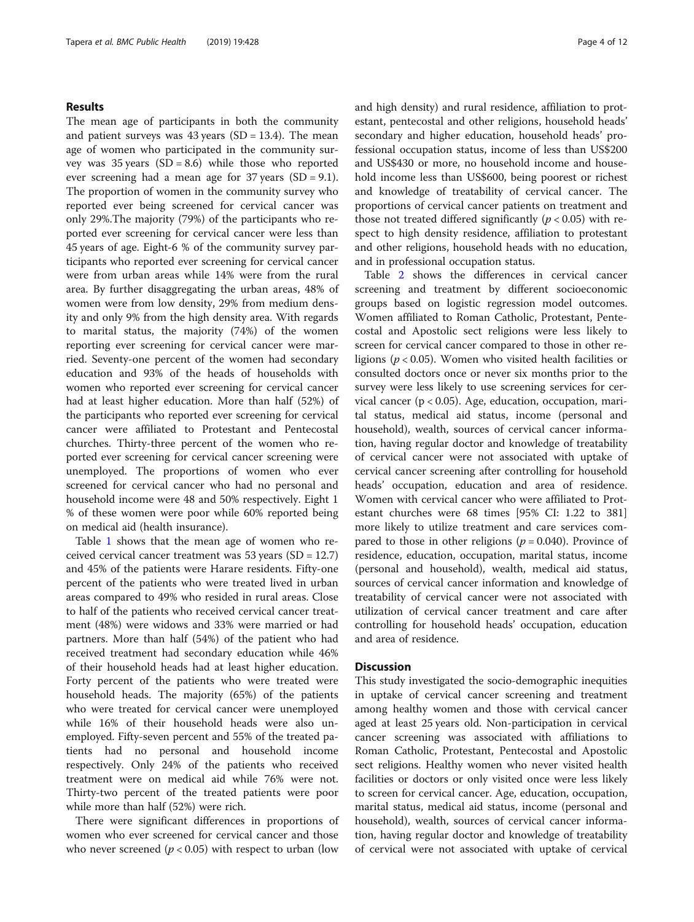## Results

The mean age of participants in both the community and patient surveys was 43 years (SD = 13.4). The mean age of women who participated in the community survey was 35 years (SD = 8.6) while those who reported ever screening had a mean age for 37 years (SD = 9.1). The proportion of women in the community survey who reported ever being screened for cervical cancer was only 29%.The majority (79%) of the participants who reported ever screening for cervical cancer were less than 45 years of age. Eight-6 % of the community survey participants who reported ever screening for cervical cancer were from urban areas while 14% were from the rural area. By further disaggregating the urban areas, 48% of women were from low density, 29% from medium density and only 9% from the high density area. With regards to marital status, the majority (74%) of the women reporting ever screening for cervical cancer were married. Seventy-one percent of the women had secondary education and 93% of the heads of households with women who reported ever screening for cervical cancer had at least higher education. More than half (52%) of the participants who reported ever screening for cervical cancer were affiliated to Protestant and Pentecostal churches. Thirty-three percent of the women who reported ever screening for cervical cancer screening were unemployed. The proportions of women who ever screened for cervical cancer who had no personal and household income were 48 and 50% respectively. Eight 1 % of these women were poor while 60% reported being on medical aid (health insurance).

Table 1 shows that the mean age of women who received cervical cancer treatment was 53 years (SD = 12.7) and 45% of the patients were Harare residents. Fifty-one percent of the patients who were treated lived in urban areas compared to 49% who resided in rural areas. Close to half of the patients who received cervical cancer treatment (48%) were widows and 33% were married or had partners. More than half (54%) of the patient who had received treatment had secondary education while 46% of their household heads had at least higher education. Forty percent of the patients who were treated were household heads. The majority (65%) of the patients who were treated for cervical cancer were unemployed while 16% of their household heads were also unemployed. Fifty-seven percent and 55% of the treated patients had no personal and household income respectively. Only 24% of the patients who received treatment were on medical aid while 76% were not. Thirty-two percent of the treated patients were poor while more than half (52%) were rich.

There were significant differences in proportions of women who ever screened for cervical cancer and those who never screened ($p < 0.05$) with respect to urban (low and high density) and rural residence, affiliation to protestant, pentecostal and other religions, household heads' secondary and higher education, household heads' professional occupation status, income of less than US$200 and US$430 or more, no household income and household income less than US$600, being poorest or richest and knowledge of treatability of cervical cancer. The proportions of cervical cancer patients on treatment and those not treated differed significantly ($p < 0.05$) with respect to high density residence, affiliation to protestant and other religions, household heads with no education, and in professional occupation status.

Table 2 shows the differences in cervical cancer screening and treatment by different socioeconomic groups based on logistic regression model outcomes. Women affiliated to Roman Catholic, Protestant, Pentecostal and Apostolic sect religions were less likely to screen for cervical cancer compared to those in other religions ($p < 0.05$). Women who visited health facilities or consulted doctors once or never six months prior to the survey were less likely to use screening services for cervical cancer ($p < 0.05$). Age, education, occupation, marital status, medical aid status, income (personal and household), wealth, sources of cervical cancer information, having regular doctor and knowledge of treatability of cervical cancer were not associated with uptake of cervical cancer screening after controlling for household heads' occupation, education and area of residence. Women with cervical cancer who were affiliated to Protestant churches were 68 times [95% CI: 1.22 to 381] more likely to utilize treatment and care services compared to those in other religions ($p = 0.040$). Province of residence, education, occupation, marital status, income (personal and household), wealth, medical aid status, sources of cervical cancer information and knowledge of treatability of cervical cancer were not associated with utilization of cervical cancer treatment and care after controlling for household heads' occupation, education and area of residence.

## Discussion

This study investigated the socio-demographic inequities in uptake of cervical cancer screening and treatment among healthy women and those with cervical cancer aged at least 25 years old. Non-participation in cervical cancer screening was associated with affiliations to Roman Catholic, Protestant, Pentecostal and Apostolic sect religions. Healthy women who never visited health facilities or doctors or only visited once were less likely to screen for cervical cancer. Age, education, occupation, marital status, medical aid status, income (personal and household), wealth, sources of cervical cancer information, having regular doctor and knowledge of treatability of cervical were not associated with uptake of cervical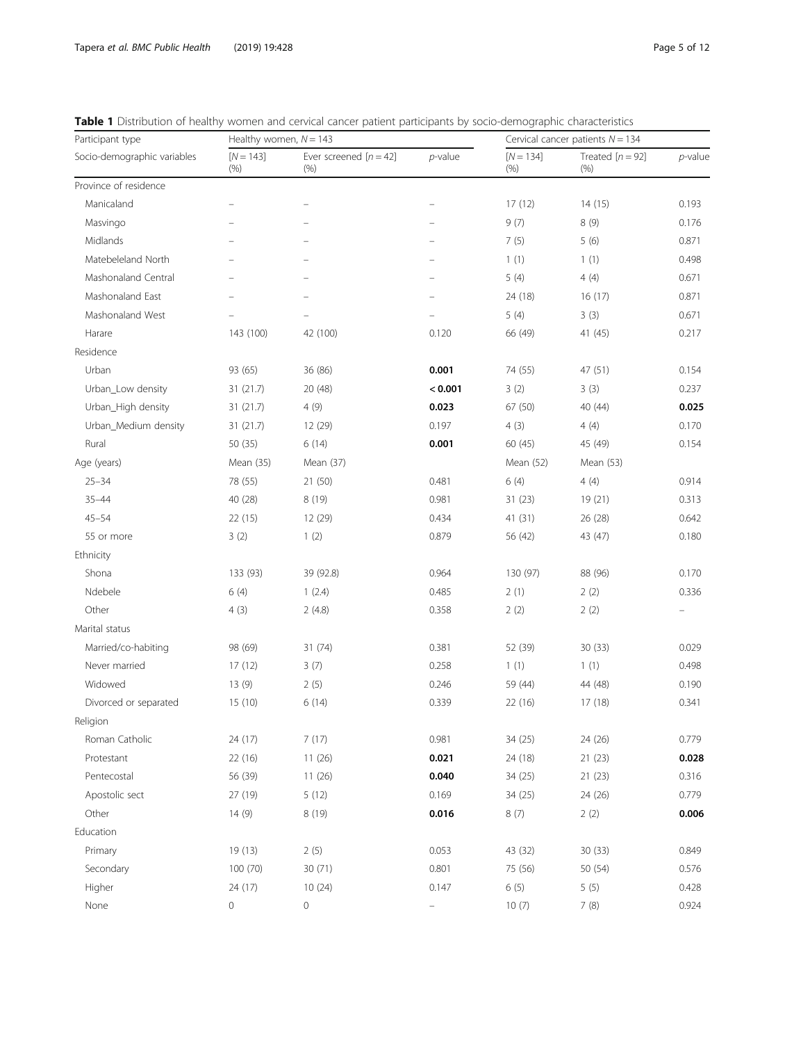**Table 1** Distribution of healthy women and cervical cancer patient participants by socio-demographic characteristics

| Participant type | Healthy women, $N = 143$ | | | Cervical cancer patients $N = 134$ | | |
|---|---|---|---|---|---|---|
| Socio-demographic variables | [$N = 143$] (%) | Ever screened [$n = 42$] (%) | *p*-value | [$N = 134$] (%) | Treated [$n = 92$] (%) | *p*-value |
| Province of residence | | | | | | |
| Manicaland | – | – | – | 17 (12) | 14 (15) | 0.193 |
| Masvingo | – | – | – | 9 (7) | 8 (9) | 0.176 |
| Midlands | – | – | – | 7 (5) | 5 (6) | 0.871 |
| Matebeleland North | – | – | – | 1 (1) | 1 (1) | 0.498 |
| Mashonaland Central | – | – | – | 5 (4) | 4 (4) | 0.671 |
| Mashonaland East | – | – | – | 24 (18) | 16 (17) | 0.871 |
| Mashonaland West | – | – | – | 5 (4) | 3 (3) | 0.671 |
| Harare | 143 (100) | 42 (100) | 0.120 | 66 (49) | 41 (45) | 0.217 |
| Residence | | | | | | |
| Urban | 93 (65) | 36 (86) | **0.001** | 74 (55) | 47 (51) | 0.154 |
| Urban_Low density | 31 (21.7) | 20 (48) | **< 0.001** | 3 (2) | 3 (3) | 0.237 |
| Urban_High density | 31 (21.7) | 4 (9) | **0.023** | 67 (50) | 40 (44) | **0.025** |
| Urban_Medium density | 31 (21.7) | 12 (29) | 0.197 | 4 (3) | 4 (4) | 0.170 |
| Rural | 50 (35) | 6 (14) | **0.001** | 60 (45) | 45 (49) | 0.154 |
| Age (years) | Mean (35) | Mean (37) | | Mean (52) | Mean (53) | |
| 25–34 | 78 (55) | 21 (50) | 0.481 | 6 (4) | 4 (4) | 0.914 |
| 35–44 | 40 (28) | 8 (19) | 0.981 | 31 (23) | 19 (21) | 0.313 |
| 45–54 | 22 (15) | 12 (29) | 0.434 | 41 (31) | 26 (28) | 0.642 |
| 55 or more | 3 (2) | 1 (2) | 0.879 | 56 (42) | 43 (47) | 0.180 |
| Ethnicity | | | | | | |
| Shona | 133 (93) | 39 (92.8) | 0.964 | 130 (97) | 88 (96) | 0.170 |
| Ndebele | 6 (4) | 1 (2.4) | 0.485 | 2 (1) | 2 (2) | 0.336 |
| Other | 4 (3) | 2 (4.8) | 0.358 | 2 (2) | 2 (2) | – |
| Marital status | | | | | | |
| Married/co-habiting | 98 (69) | 31 (74) | 0.381 | 52 (39) | 30 (33) | 0.029 |
| Never married | 17 (12) | 3 (7) | 0.258 | 1 (1) | 1 (1) | 0.498 |
| Widowed | 13 (9) | 2 (5) | 0.246 | 59 (44) | 44 (48) | 0.190 |
| Divorced or separated | 15 (10) | 6 (14) | 0.339 | 22 (16) | 17 (18) | 0.341 |
| Religion | | | | | | |
| Roman Catholic | 24 (17) | 7 (17) | 0.981 | 34 (25) | 24 (26) | 0.779 |
| Protestant | 22 (16) | 11 (26) | **0.021** | 24 (18) | 21 (23) | **0.028** |
| Pentecostal | 56 (39) | 11 (26) | **0.040** | 34 (25) | 21 (23) | 0.316 |
| Apostolic sect | 27 (19) | 5 (12) | 0.169 | 34 (25) | 24 (26) | 0.779 |
| Other | 14 (9) | 8 (19) | **0.016** | 8 (7) | 2 (2) | **0.006** |
| Education | | | | | | |
| Primary | 19 (13) | 2 (5) | 0.053 | 43 (32) | 30 (33) | 0.849 |
| Secondary | 100 (70) | 30 (71) | 0.801 | 75 (56) | 50 (54) | 0.576 |
| Higher | 24 (17) | 10 (24) | 0.147 | 6 (5) | 5 (5) | 0.428 |
| None | 0 | 0 | – | 10 (7) | 7 (8) | 0.924 |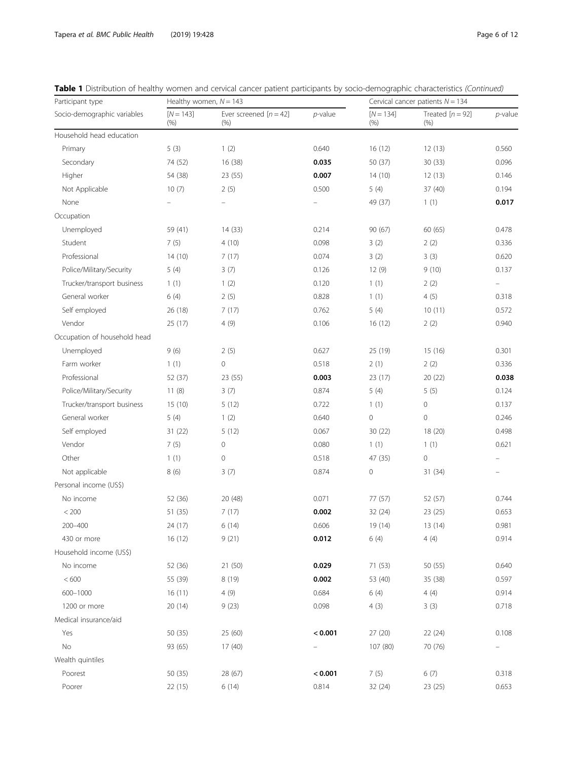**Table 1** Distribution of healthy women and cervical cancer patient participants by socio-demographic characteristics *(Continued)*

| Participant type | Healthy women, $N = 143$ | | | Cervical cancer patients $N = 134$ | | |
|---|---|---|---|---|---|---|
| Socio-demographic variables | [$N = 143$] (%) | Ever screened [$n = 42$] (%) | *p*-value | [$N = 134$] (%) | Treated [$n = 92$] (%) | *p*-value |
| Household head education | | | | | | |
| Primary | 5 (3) | 1 (2) | 0.640 | 16 (12) | 12 (13) | 0.560 |
| Secondary | 74 (52) | 16 (38) | **0.035** | 50 (37) | 30 (33) | 0.096 |
| Higher | 54 (38) | 23 (55) | **0.007** | 14 (10) | 12 (13) | 0.146 |
| Not Applicable | 10 (7) | 2 (5) | 0.500 | 5 (4) | 37 (40) | 0.194 |
| None | – | – | – | 49 (37) | 1 (1) | **0.017** |
| Occupation | | | | | | |
| Unemployed | 59 (41) | 14 (33) | 0.214 | 90 (67) | 60 (65) | 0.478 |
| Student | 7 (5) | 4 (10) | 0.098 | 3 (2) | 2 (2) | 0.336 |
| Professional | 14 (10) | 7 (17) | 0.074 | 3 (2) | 3 (3) | 0.620 |
| Police/Military/Security | 5 (4) | 3 (7) | 0.126 | 12 (9) | 9 (10) | 0.137 |
| Trucker/transport business | 1 (1) | 1 (2) | 0.120 | 1 (1) | 2 (2) | – |
| General worker | 6 (4) | 2 (5) | 0.828 | 1 (1) | 4 (5) | 0.318 |
| Self employed | 26 (18) | 7 (17) | 0.762 | 5 (4) | 10 (11) | 0.572 |
| Vendor | 25 (17) | 4 (9) | 0.106 | 16 (12) | 2 (2) | 0.940 |
| Occupation of household head | | | | | | |
| Unemployed | 9 (6) | 2 (5) | 0.627 | 25 (19) | 15 (16) | 0.301 |
| Farm worker | 1 (1) | 0 | 0.518 | 2 (1) | 2 (2) | 0.336 |
| Professional | 52 (37) | 23 (55) | **0.003** | 23 (17) | 20 (22) | **0.038** |
| Police/Military/Security | 11 (8) | 3 (7) | 0.874 | 5 (4) | 5 (5) | 0.124 |
| Trucker/transport business | 15 (10) | 5 (12) | 0.722 | 1 (1) | 0 | 0.137 |
| General worker | 5 (4) | 1 (2) | 0.640 | 0 | 0 | 0.246 |
| Self employed | 31 (22) | 5 (12) | 0.067 | 30 (22) | 18 (20) | 0.498 |
| Vendor | 7 (5) | 0 | 0.080 | 1 (1) | 1 (1) | 0.621 |
| Other | 1 (1) | 0 | 0.518 | 47 (35) | 0 | – |
| Not applicable | 8 (6) | 3 (7) | 0.874 | 0 | 31 (34) | – |
| Personal income (US$) | | | | | | |
| No income | 52 (36) | 20 (48) | 0.071 | 77 (57) | 52 (57) | 0.744 |
| < 200 | 51 (35) | 7 (17) | **0.002** | 32 (24) | 23 (25) | 0.653 |
| 200–400 | 24 (17) | 6 (14) | 0.606 | 19 (14) | 13 (14) | 0.981 |
| 430 or more | 16 (12) | 9 (21) | **0.012** | 6 (4) | 4 (4) | 0.914 |
| Household income (US$) | | | | | | |
| No income | 52 (36) | 21 (50) | **0.029** | 71 (53) | 50 (55) | 0.640 |
| < 600 | 55 (39) | 8 (19) | **0.002** | 53 (40) | 35 (38) | 0.597 |
| 600–1000 | 16 (11) | 4 (9) | 0.684 | 6 (4) | 4 (4) | 0.914 |
| 1200 or more | 20 (14) | 9 (23) | 0.098 | 4 (3) | 3 (3) | 0.718 |
| Medical insurance/aid | | | | | | |
| Yes | 50 (35) | 25 (60) | **< 0.001** | 27 (20) | 22 (24) | 0.108 |
| No | 93 (65) | 17 (40) | – | 107 (80) | 70 (76) | – |
| Wealth quintiles | | | | | | |
| Poorest | 50 (35) | 28 (67) | **< 0.001** | 7 (5) | 6 (7) | 0.318 |
| Poorer | 22 (15) | 6 (14) | 0.814 | 32 (24) | 23 (25) | 0.653 |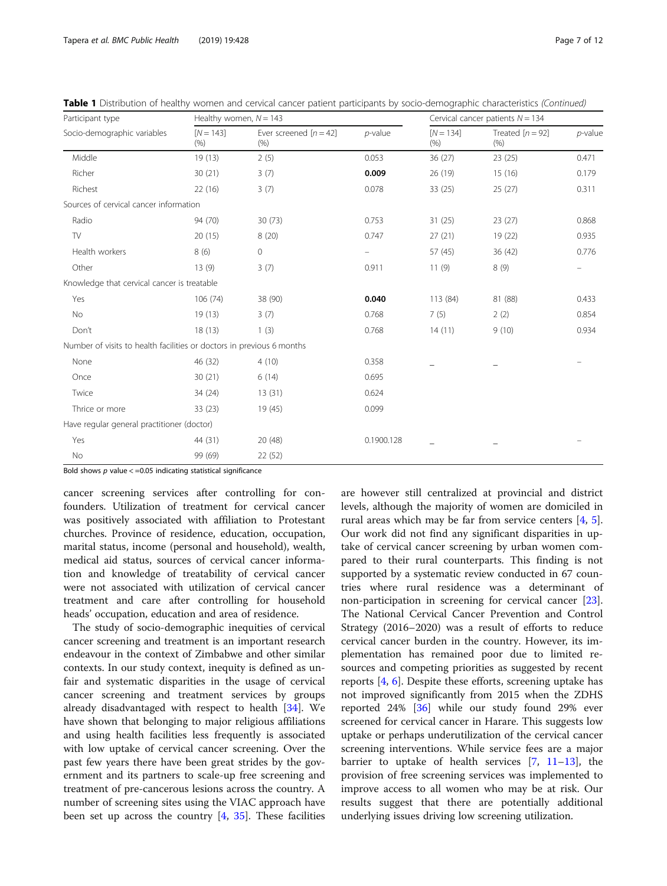**Table 1** Distribution of healthy women and cervical cancer patient participants by socio-demographic characteristics *(Continued)*

| Participant type | Healthy women, $N = 143$ | | | Cervical cancer patients $N = 134$ | | |
|---|---|---|---|---|---|---|
| Socio-demographic variables | [$N = 143$] (%) | Ever screened [$n = 42$] (%) | *p*-value | [$N = 134$] (%) | Treated [$n = 92$] (%) | *p*-value |
| Middle | 19 (13) | 2 (5) | 0.053 | 36 (27) | 23 (25) | 0.471 |
| Richer | 30 (21) | 3 (7) | **0.009** | 26 (19) | 15 (16) | 0.179 |
| Richest | 22 (16) | 3 (7) | 0.078 | 33 (25) | 25 (27) | 0.311 |
| Sources of cervical cancer information | | | | | | |
| Radio | 94 (70) | 30 (73) | 0.753 | 31 (25) | 23 (27) | 0.868 |
| TV | 20 (15) | 8 (20) | 0.747 | 27 (21) | 19 (22) | 0.935 |
| Health workers | 8 (6) | 0 | – | 57 (45) | 36 (42) | 0.776 |
| Other | 13 (9) | 3 (7) | 0.911 | 11 (9) | 8 (9) | – |
| Knowledge that cervical cancer is treatable | | | | | | |
| Yes | 106 (74) | 38 (90) | **0.040** | 113 (84) | 81 (88) | 0.433 |
| No | 19 (13) | 3 (7) | 0.768 | 7 (5) | 2 (2) | 0.854 |
| Don't | 18 (13) | 1 (3) | 0.768 | 14 (11) | 9 (10) | 0.934 |
| Number of visits to health facilities or doctors in previous 6 months | | | | | | |
| None | 46 (32) | 4 (10) | 0.358 | – | – | – |
| Once | 30 (21) | 6 (14) | 0.695 | | | |
| Twice | 34 (24) | 13 (31) | 0.624 | | | |
| Thrice or more | 33 (23) | 19 (45) | 0.099 | | | |
| Have regular general practitioner (doctor) | | | | | | |
| Yes | 44 (31) | 20 (48) | 0.1900.128 | – | – | – |
| No | 99 (69) | 22 (52) | | | | |

Bold shows *p* value < =0.05 indicating statistical significance

cancer screening services after controlling for confounders. Utilization of treatment for cervical cancer was positively associated with affiliation to Protestant churches. Province of residence, education, occupation, marital status, income (personal and household), wealth, medical aid status, sources of cervical cancer information and knowledge of treatability of cervical cancer were not associated with utilization of cervical cancer treatment and care after controlling for household heads' occupation, education and area of residence.

The study of socio-demographic inequities of cervical cancer screening and treatment is an important research endeavour in the context of Zimbabwe and other similar contexts. In our study context, inequity is defined as unfair and systematic disparities in the usage of cervical cancer screening and treatment services by groups already disadvantaged with respect to health [34]. We have shown that belonging to major religious affiliations and using health facilities less frequently is associated with low uptake of cervical cancer screening. Over the past few years there have been great strides by the government and its partners to scale-up free screening and treatment of pre-cancerous lesions across the country. A number of screening sites using the VIAC approach have been set up across the country [4, 35]. These facilities are however still centralized at provincial and district levels, although the majority of women are domiciled in rural areas which may be far from service centers [4, 5]. Our work did not find any significant disparities in uptake of cervical cancer screening by urban women compared to their rural counterparts. This finding is not supported by a systematic review conducted in 67 countries where rural residence was a determinant of non-participation in screening for cervical cancer [23]. The National Cervical Cancer Prevention and Control Strategy (2016–2020) was a result of efforts to reduce cervical cancer burden in the country. However, its implementation has remained poor due to limited resources and competing priorities as suggested by recent reports [4, 6]. Despite these efforts, screening uptake has not improved significantly from 2015 when the ZDHS reported 24% [36] while our study found 29% ever screened for cervical cancer in Harare. This suggests low uptake or perhaps underutilization of the cervical cancer screening interventions. While service fees are a major barrier to uptake of health services [7, 11–13], the provision of free screening services was implemented to improve access to all women who may be at risk. Our results suggest that there are potentially additional underlying issues driving low screening utilization.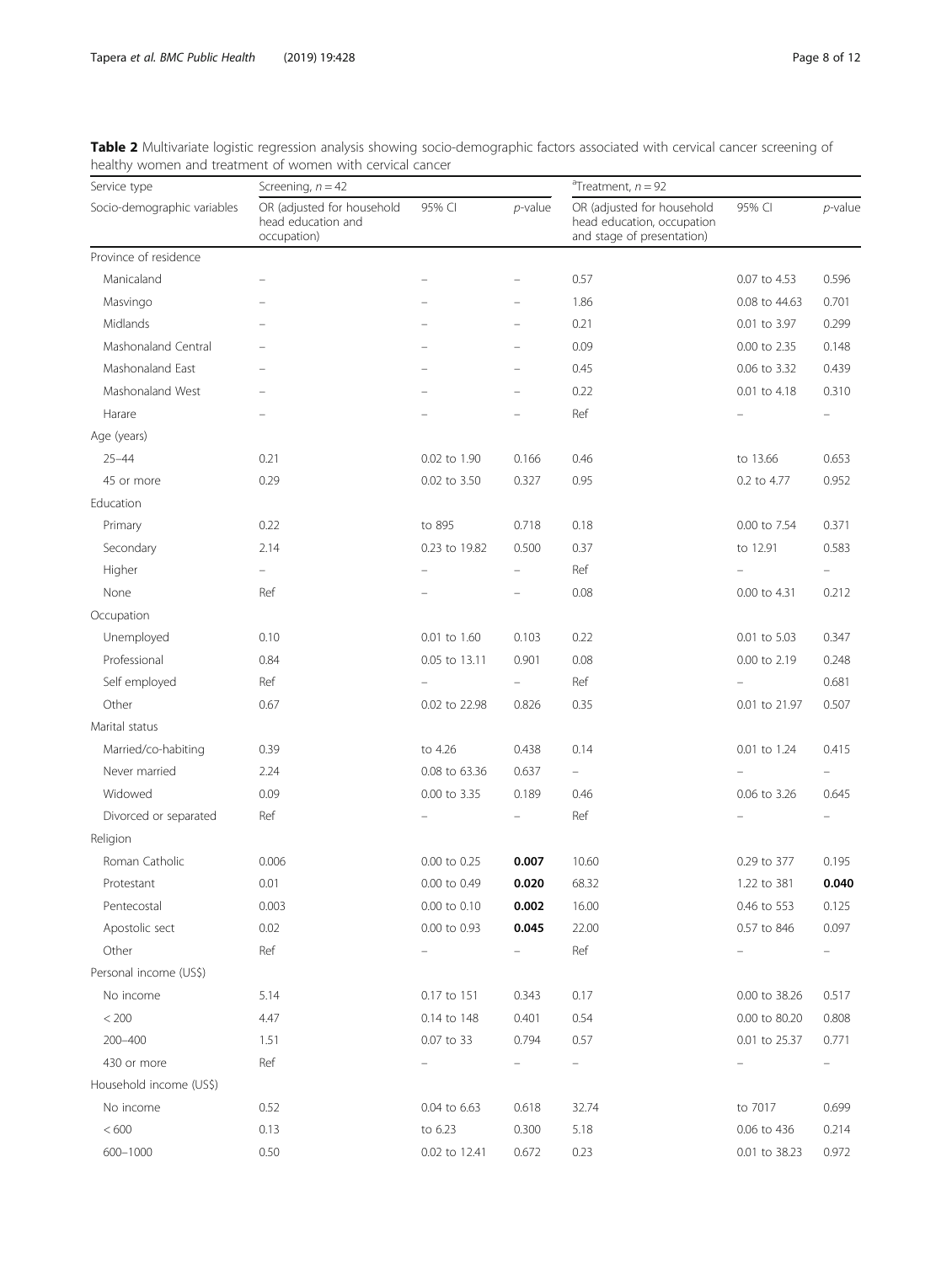**Table 2** Multivariate logistic regression analysis showing socio-demographic factors associated with cervical cancer screening of healthy women and treatment of women with cervical cancer

| Service type | Screening, $n = 42$ | | | [a]Treatment, $n = 92$ | | |
|---|---|---|---|---|---|---|
| Socio-demographic variables | OR (adjusted for household head education and occupation) | 95% CI | *p*-value | OR (adjusted for household head education, occupation and stage of presentation) | 95% CI | *p*-value |
| Province of residence | | | | | | |
| Manicaland | – | – | – | 0.57 | 0.07 to 4.53 | 0.596 |
| Masvingo | – | – | – | 1.86 | 0.08 to 44.63 | 0.701 |
| Midlands | – | – | – | 0.21 | 0.01 to 3.97 | 0.299 |
| Mashonaland Central | – | – | – | 0.09 | 0.00 to 2.35 | 0.148 |
| Mashonaland East | – | – | – | 0.45 | 0.06 to 3.32 | 0.439 |
| Mashonaland West | – | – | – | 0.22 | 0.01 to 4.18 | 0.310 |
| Harare | – | – | – | Ref | – | – |
| Age (years) | | | | | | |
| 25–44 | 0.21 | 0.02 to 1.90 | 0.166 | 0.46 | to 13.66 | 0.653 |
| 45 or more | 0.29 | 0.02 to 3.50 | 0.327 | 0.95 | 0.2 to 4.77 | 0.952 |
| Education | | | | | | |
| Primary | 0.22 | to 895 | 0.718 | 0.18 | 0.00 to 7.54 | 0.371 |
| Secondary | 2.14 | 0.23 to 19.82 | 0.500 | 0.37 | to 12.91 | 0.583 |
| Higher | – | – | – | Ref | – | – |
| None | Ref | – | – | 0.08 | 0.00 to 4.31 | 0.212 |
| Occupation | | | | | | |
| Unemployed | 0.10 | 0.01 to 1.60 | 0.103 | 0.22 | 0.01 to 5.03 | 0.347 |
| Professional | 0.84 | 0.05 to 13.11 | 0.901 | 0.08 | 0.00 to 2.19 | 0.248 |
| Self employed | Ref | – | – | Ref | – | 0.681 |
| Other | 0.67 | 0.02 to 22.98 | 0.826 | 0.35 | 0.01 to 21.97 | 0.507 |
| Marital status | | | | | | |
| Married/co-habiting | 0.39 | to 4.26 | 0.438 | 0.14 | 0.01 to 1.24 | 0.415 |
| Never married | 2.24 | 0.08 to 63.36 | 0.637 | – | – | – |
| Widowed | 0.09 | 0.00 to 3.35 | 0.189 | 0.46 | 0.06 to 3.26 | 0.645 |
| Divorced or separated | Ref | – | – | Ref | – | – |
| Religion | | | | | | |
| Roman Catholic | 0.006 | 0.00 to 0.25 | **0.007** | 10.60 | 0.29 to 377 | 0.195 |
| Protestant | 0.01 | 0.00 to 0.49 | **0.020** | 68.32 | 1.22 to 381 | **0.040** |
| Pentecostal | 0.003 | 0.00 to 0.10 | **0.002** | 16.00 | 0.46 to 553 | 0.125 |
| Apostolic sect | 0.02 | 0.00 to 0.93 | **0.045** | 22.00 | 0.57 to 846 | 0.097 |
| Other | Ref | – | – | Ref | – | – |
| Personal income (US$) | | | | | | |
| No income | 5.14 | 0.17 to 151 | 0.343 | 0.17 | 0.00 to 38.26 | 0.517 |
| < 200 | 4.47 | 0.14 to 148 | 0.401 | 0.54 | 0.00 to 80.20 | 0.808 |
| 200–400 | 1.51 | 0.07 to 33 | 0.794 | 0.57 | 0.01 to 25.37 | 0.771 |
| 430 or more | Ref | – | – | – | – | – |
| Household income (US$) | | | | | | |
| No income | 0.52 | 0.04 to 6.63 | 0.618 | 32.74 | to 7017 | 0.699 |
| < 600 | 0.13 | to 6.23 | 0.300 | 5.18 | 0.06 to 436 | 0.214 |
| 600–1000 | 0.50 | 0.02 to 12.41 | 0.672 | 0.23 | 0.01 to 38.23 | 0.972 |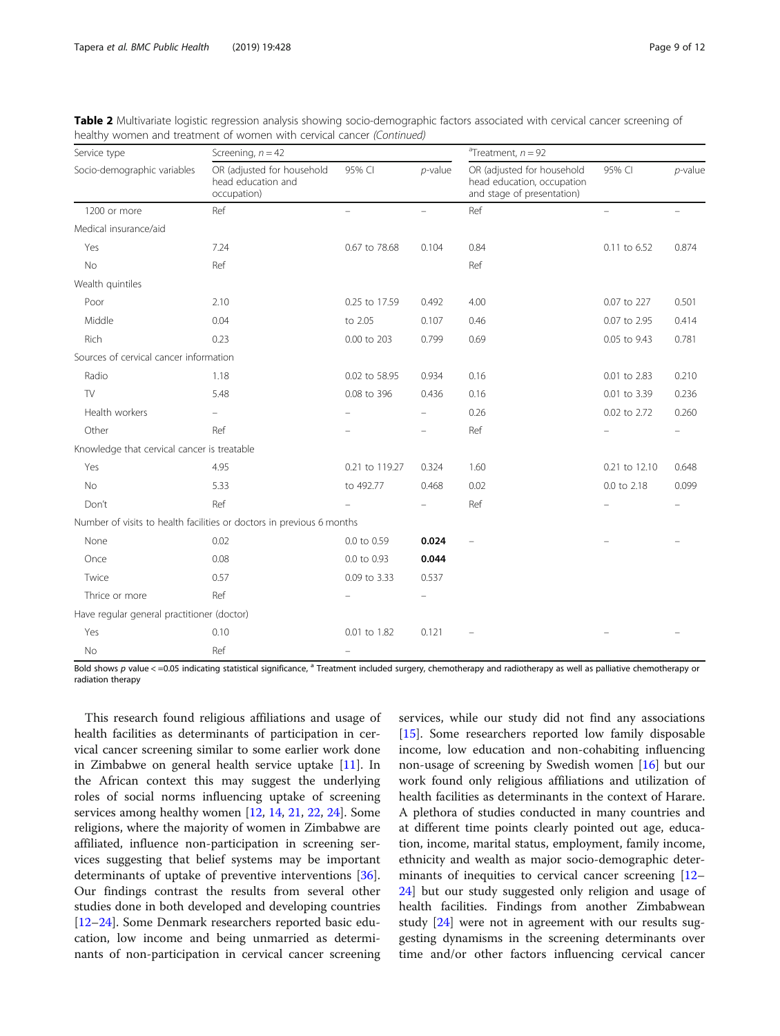**Table 2** Multivariate logistic regression analysis showing socio-demographic factors associated with cervical cancer screening of healthy women and treatment of women with cervical cancer *(Continued)*

| Service type | Screening, $n = 42$ | | | [a]Treatment, $n = 92$ | | |
|---|---|---|---|---|---|---|
| Socio-demographic variables | OR (adjusted for household head education and occupation) | 95% CI | *p*-value | OR (adjusted for household head education, occupation and stage of presentation) | 95% CI | *p*-value |
| 1200 or more | Ref | – | – | Ref | – | – |
| Medical insurance/aid | | | | | | |
| Yes | 7.24 | 0.67 to 78.68 | 0.104 | 0.84 | 0.11 to 6.52 | 0.874 |
| No | Ref | | | Ref | | |
| Wealth quintiles | | | | | | |
| Poor | 2.10 | 0.25 to 17.59 | 0.492 | 4.00 | 0.07 to 227 | 0.501 |
| Middle | 0.04 | to 2.05 | 0.107 | 0.46 | 0.07 to 2.95 | 0.414 |
| Rich | 0.23 | 0.00 to 203 | 0.799 | 0.69 | 0.05 to 9.43 | 0.781 |
| Sources of cervical cancer information | | | | | | |
| Radio | 1.18 | 0.02 to 58.95 | 0.934 | 0.16 | 0.01 to 2.83 | 0.210 |
| TV | 5.48 | 0.08 to 396 | 0.436 | 0.16 | 0.01 to 3.39 | 0.236 |
| Health workers | – | – | – | 0.26 | 0.02 to 2.72 | 0.260 |
| Other | Ref | – | – | Ref | – | – |
| Knowledge that cervical cancer is treatable | | | | | | |
| Yes | 4.95 | 0.21 to 119.27 | 0.324 | 1.60 | 0.21 to 12.10 | 0.648 |
| No | 5.33 | to 492.77 | 0.468 | 0.02 | 0.0 to 2.18 | 0.099 |
| Don't | Ref | – | – | Ref | – | – |
| Number of visits to health facilities or doctors in previous 6 months | | | | | | |
| None | 0.02 | 0.0 to 0.59 | **0.024** | – | – | – |
| Once | 0.08 | 0.0 to 0.93 | **0.044** | | | |
| Twice | 0.57 | 0.09 to 3.33 | 0.537 | | | |
| Thrice or more | Ref | – | – | | | |
| Have regular general practitioner (doctor) | | | | | | |
| Yes | 0.10 | 0.01 to 1.82 | 0.121 | – | – | – |
| No | Ref | – | | | | |

Bold shows *p* value < =0.05 indicating statistical significance, [a] Treatment included surgery, chemotherapy and radiotherapy as well as palliative chemotherapy or radiation therapy

This research found religious affiliations and usage of health facilities as determinants of participation in cervical cancer screening similar to some earlier work done in Zimbabwe on general health service uptake [11]. In the African context this may suggest the underlying roles of social norms influencing uptake of screening services among healthy women [12, 14, 21, 22, 24]. Some religions, where the majority of women in Zimbabwe are affiliated, influence non-participation in screening services suggesting that belief systems may be important determinants of uptake of preventive interventions [36]. Our findings contrast the results from several other studies done in both developed and developing countries [12–24]. Some Denmark researchers reported basic education, low income and being unmarried as determinants of non-participation in cervical cancer screening services, while our study did not find any associations [15]. Some researchers reported low family disposable income, low education and non-cohabiting influencing non-usage of screening by Swedish women [16] but our work found only religious affiliations and utilization of health facilities as determinants in the context of Harare. A plethora of studies conducted in many countries and at different time points clearly pointed out age, education, income, marital status, employment, family income, ethnicity and wealth as major socio-demographic determinants of inequities to cervical cancer screening [12–24] but our study suggested only religion and usage of health facilities. Findings from another Zimbabwean study [24] were not in agreement with our results suggesting dynamisms in the screening determinants over time and/or other factors influencing cervical cancer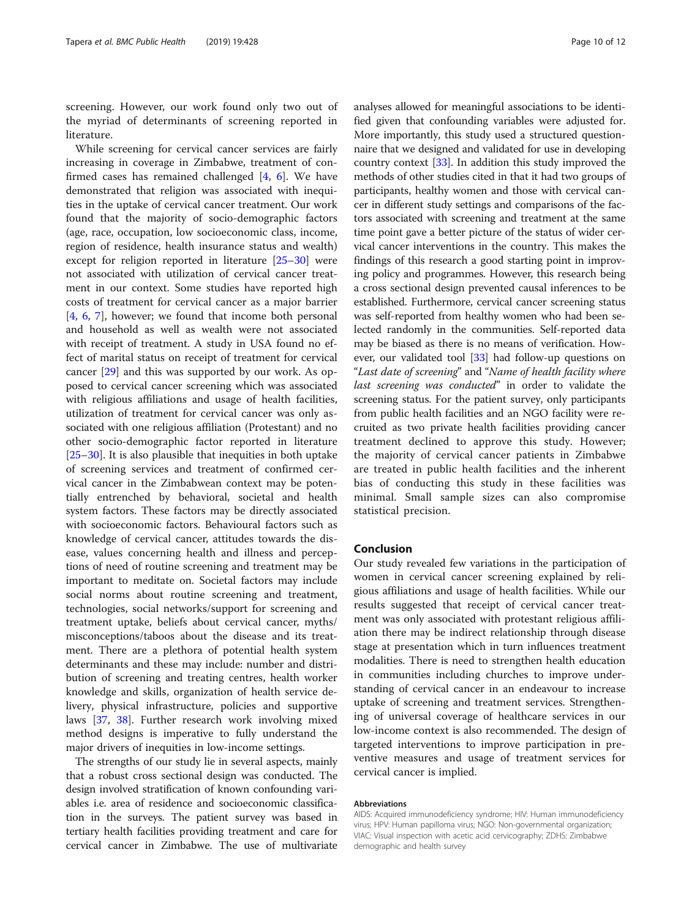screening. However, our work found only two out of the myriad of determinants of screening reported in literature.

While screening for cervical cancer services are fairly increasing in coverage in Zimbabwe, treatment of confirmed cases has remained challenged [4, 6]. We have demonstrated that religion was associated with inequities in the uptake of cervical cancer treatment. Our work found that the majority of socio-demographic factors (age, race, occupation, low socioeconomic class, income, region of residence, health insurance status and wealth) except for religion reported in literature [25–30] were not associated with utilization of cervical cancer treatment in our context. Some studies have reported high costs of treatment for cervical cancer as a major barrier [4, 6, 7], however; we found that income both personal and household as well as wealth were not associated with receipt of treatment. A study in USA found no effect of marital status on receipt of treatment for cervical cancer [29] and this was supported by our work. As opposed to cervical cancer screening which was associated with religious affiliations and usage of health facilities, utilization of treatment for cervical cancer was only associated with one religious affiliation (Protestant) and no other socio-demographic factor reported in literature [25–30]. It is also plausible that inequities in both uptake of screening services and treatment of confirmed cervical cancer in the Zimbabwean context may be potentially entrenched by behavioral, societal and health system factors. These factors may be directly associated with socioeconomic factors. Behavioural factors such as knowledge of cervical cancer, attitudes towards the disease, values concerning health and illness and perceptions of need of routine screening and treatment may be important to meditate on. Societal factors may include social norms about routine screening and treatment, technologies, social networks/support for screening and treatment uptake, beliefs about cervical cancer, myths/misconceptions/taboos about the disease and its treatment. There are a plethora of potential health system determinants and these may include: number and distribution of screening and treating centres, health worker knowledge and skills, organization of health service delivery, physical infrastructure, policies and supportive laws [37, 38]. Further research work involving mixed method designs is imperative to fully understand the major drivers of inequities in low-income settings.

The strengths of our study lie in several aspects, mainly that a robust cross sectional design was conducted. The design involved stratification of known confounding variables i.e. area of residence and socioeconomic classification in the surveys. The patient survey was based in tertiary health facilities providing treatment and care for cervical cancer in Zimbabwe. The use of multivariate analyses allowed for meaningful associations to be identified given that confounding variables were adjusted for. More importantly, this study used a structured questionnaire that we designed and validated for use in developing country context [33]. In addition this study improved the methods of other studies cited in that it had two groups of participants, healthy women and those with cervical cancer in different study settings and comparisons of the factors associated with screening and treatment at the same time point gave a better picture of the status of wider cervical cancer interventions in the country. This makes the findings of this research a good starting point in improving policy and programmes. However, this research being a cross sectional design prevented causal inferences to be established. Furthermore, cervical cancer screening status was self-reported from healthy women who had been selected randomly in the communities. Self-reported data may be biased as there is no means of verification. However, our validated tool [33] had follow-up questions on "*Last date of screening*" and "*Name of health facility where last screening was conducted*" in order to validate the screening status. For the patient survey, only participants from public health facilities and an NGO facility were recruited as two private health facilities providing cancer treatment declined to approve this study. However; the majority of cervical cancer patients in Zimbabwe are treated in public health facilities and the inherent bias of conducting this study in these facilities was minimal. Small sample sizes can also compromise statistical precision.

## Conclusion

Our study revealed few variations in the participation of women in cervical cancer screening explained by religious affiliations and usage of health facilities. While our results suggested that receipt of cervical cancer treatment was only associated with protestant religious affiliation there may be indirect relationship through disease stage at presentation which in turn influences treatment modalities. There is need to strengthen health education in communities including churches to improve understanding of cervical cancer in an endeavour to increase uptake of screening and treatment services. Strengthening of universal coverage of healthcare services in our low-income context is also recommended. The design of targeted interventions to improve participation in preventive measures and usage of treatment services for cervical cancer is implied.

#### Abbreviations

AIDS: Acquired immunodeficiency syndrome; HIV: Human immunodeficiency virus; HPV: Human papilloma virus; NGO: Non-governmental organization; VIAC: Visual inspection with acetic acid cervicography; ZDHS: Zimbabwe demographic and health survey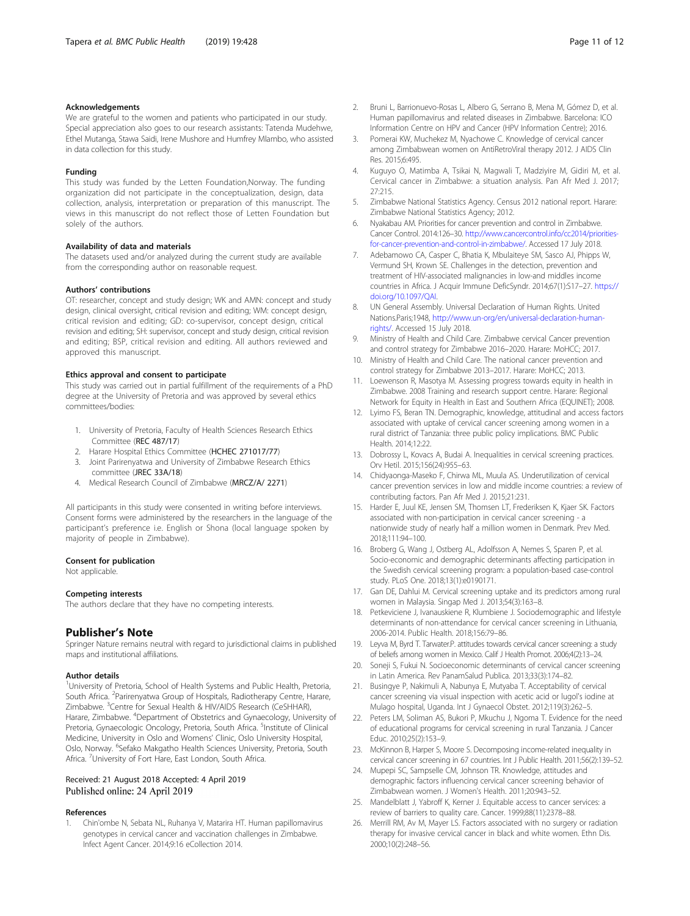### Acknowledgements

We are grateful to the women and patients who participated in our study. Special appreciation also goes to our research assistants: Tatenda Mudehwe, Ethel Mutanga, Stawa Saidi, Irene Mushore and Humfrey Mlambo, who assisted in data collection for this study.

### Funding

This study was funded by the Letten Foundation,Norway. The funding organization did not participate in the conceptualization, design, data collection, analysis, interpretation or preparation of this manuscript. The views in this manuscript do not reflect those of Letten Foundation but solely of the authors.

### Availability of data and materials

The datasets used and/or analyzed during the current study are available from the corresponding author on reasonable request.

### Authors' contributions

OT: researcher, concept and study design; WK and AMN: concept and study design, clinical oversight, critical revision and editing; WM: concept design, critical revision and editing; GD: co-supervisor, concept design, critical revision and editing; SH: supervisor, concept and study design, critical revision and editing; BSP, critical revision and editing. All authors reviewed and approved this manuscript.

### Ethics approval and consent to participate

This study was carried out in partial fulfillment of the requirements of a PhD degree at the University of Pretoria and was approved by several ethics committees/bodies:

1. University of Pretoria, Faculty of Health Sciences Research Ethics Committee (REC 487/17)
2. Harare Hospital Ethics Committee (HCHEC 271017/77)
3. Joint Parirenyatwa and University of Zimbabwe Research Ethics committee (JREC 33A/18)
4. Medical Research Council of Zimbabwe (MRCZ/A/ 2271)

All participants in this study were consented in writing before interviews. Consent forms were administered by the researchers in the language of the participant's preference i.e. English or Shona (local language spoken by majority of people in Zimbabwe).

### Consent for publication

Not applicable.

### Competing interests

The authors declare that they have no competing interests.

## Publisher's Note

Springer Nature remains neutral with regard to jurisdictional claims in published maps and institutional affiliations.

### Author details

[1]University of Pretoria, School of Health Systems and Public Health, Pretoria, South Africa. [2]Parirenyatwa Group of Hospitals, Radiotherapy Centre, Harare, Zimbabwe. [3]Centre for Sexual Health & HIV/AIDS Research (CeSHHAR), Harare, Zimbabwe. [4]Department of Obstetrics and Gynaecology, University of Pretoria, Gynaecologic Oncology, Pretoria, South Africa. [5]Institute of Clinical Medicine, University in Oslo and Womens' Clinic, Oslo University Hospital, Oslo, Norway. [6]Sefako Makgatho Health Sciences University, Pretoria, South Africa. [7]University of Fort Hare, East London, South Africa.

Received: 21 August 2018 Accepted: 4 April 2019
Published online: 24 April 2019

### References

1. Chin'ombe N, Sebata NL, Ruhanya V, Matarira HT. Human papillomavirus genotypes in cervical cancer and vaccination challenges in Zimbabwe. Infect Agent Cancer. 2014;9:16 eCollection 2014.
2. Bruni L, Barrionuevo-Rosas L, Albero G, Serrano B, Mena M, Gómez D, et al. Human papillomavirus and related diseases in Zimbabwe. Barcelona: ICO Information Centre on HPV and Cancer (HPV Information Centre); 2016.
3. Pomerai KW, Muchekez M, Nyachowe C. Knowledge of cervical cancer among Zimbabwean women on AntiRetroViral therapy 2012. J AIDS Clin Res. 2015;6:495.
4. Kuguyo O, Matimba A, Tsikai N, Magwali T, Madziyire M, Gidiri M, et al. Cervical cancer in Zimbabwe: a situation analysis. Pan Afr Med J. 2017;27:215.
5. Zimbabwe National Statistics Agency. Census 2012 national report. Harare: Zimbabwe National Statistics Agency; 2012.
6. Nyakabau AM. Priorities for cancer prevention and control in Zimbabwe. Cancer Control. 2014:126–30. http://www.cancercontrol.info/cc2014/priorities-for-cancer-prevention-and-control-in-zimbabwe/. Accessed 17 July 2018.
7. Adebamowo CA, Casper C, Bhatia K, Mbulaiteye SM, Sasco AJ, Phipps W, Vermund SH, Krown SE. Challenges in the detection, prevention and treatment of HIV-associated malignancies in low-and middles income countries in Africa. J Acquir Immune DeficSyndr. 2014;67(1):S17–27. https://doi.org/10.1097/QAI.
8. UN General Assembly. Universal Declaration of Human Rights. United Nations.Paris;1948, http://www.un-org/en/universal-declaration-human-rights/. Accessed 15 July 2018.
9. Ministry of Health and Child Care. Zimbabwe cervical Cancer prevention and control strategy for Zimbabwe 2016–2020. Harare: MoHCC; 2017.
10. Ministry of Health and Child Care. The national cancer prevention and control strategy for Zimbabwe 2013–2017. Harare: MoHCC; 2013.
11. Loewenson R, Masotya M. Assessing progress towards equity in health in Zimbabwe. 2008 Training and research support centre. Harare: Regional Network for Equity in Health in East and Southern Africa (EQUINET); 2008.
12. Lyimo FS, Beran TN. Demographic, knowledge, attitudinal and access factors associated with uptake of cervical cancer screening among women in a rural district of Tanzania: three public policy implications. BMC Public Health. 2014;12:22.
13. Dobrossy L, Kovacs A, Budai A. Inequalities in cervical screening practices. Orv Hetil. 2015;156(24):955–63.
14. Chidyaonga-Maseko F, Chirwa ML, Muula AS. Underutilization of cervical cancer prevention services in low and middle income countries: a review of contributing factors. Pan Afr Med J. 2015;21:231.
15. Harder E, Juul KE, Jensen SM, Thomsen LT, Frederiksen K, Kjaer SK. Factors associated with non-participation in cervical cancer screening - a nationwide study of nearly half a million women in Denmark. Prev Med. 2018;111:94–100.
16. Broberg G, Wang J, Ostberg AL, Adolfsson A, Nemes S, Sparen P, et al. Socio-economic and demographic determinants affecting participation in the Swedish cervical screening program: a population-based case-control study. PLoS One. 2018;13(1):e0190171.
17. Gan DE, Dahlui M. Cervical screening uptake and its predictors among rural women in Malaysia. Singap Med J. 2013;54(3):163–8.
18. Petkeviciene J, Ivanauskiene R, Klumbiene J. Sociodemographic and lifestyle determinants of non-attendance for cervical cancer screening in Lithuania, 2006-2014. Public Health. 2018;156:79–86.
19. Leyva M, Byrd T. Tarwater.P. attitudes towards cervical cancer screening: a study of beliefs among women in Mexico. Calif J Health Promot. 2006;4(2):13–24.
20. Soneji S, Fukui N. Socioeconomic determinants of cervical cancer screening in Latin America. Rev PanamSalud Publica. 2013;33(3):174–82.
21. Busingye P, Nakimuli A, Nabunya E, Mutyaba T. Acceptability of cervical cancer screening via visual inspection with acetic acid or lugol's iodine at Mulago hospital, Uganda. Int J Gynaecol Obstet. 2012;119(3):262–5.
22. Peters LM, Soliman AS, Bukori P, Mkuchu J, Ngoma T. Evidence for the need of educational programs for cervical screening in rural Tanzania. J Cancer Educ. 2010;25(2):153–9.
23. McKinnon B, Harper S, Moore S. Decomposing income-related inequality in cervical cancer screening in 67 countries. Int J Public Health. 2011;56(2):139–52.
24. Mupepi SC, Sampselle CM, Johnson TR. Knowledge, attitudes and demographic factors influencing cervical cancer screening behavior of Zimbabwean women. J Women's Health. 2011;20:943–52.
25. Mandelblatt J, Yabroff K, Kerner J. Equitable access to cancer services: a review of barriers to quality care. Cancer. 1999;88(11):2378–88.
26. Merrill RM, Av M, Mayer LS. Factors associated with no surgery or radiation therapy for invasive cervical cancer in black and white women. Ethn Dis. 2000;10(2):248–56.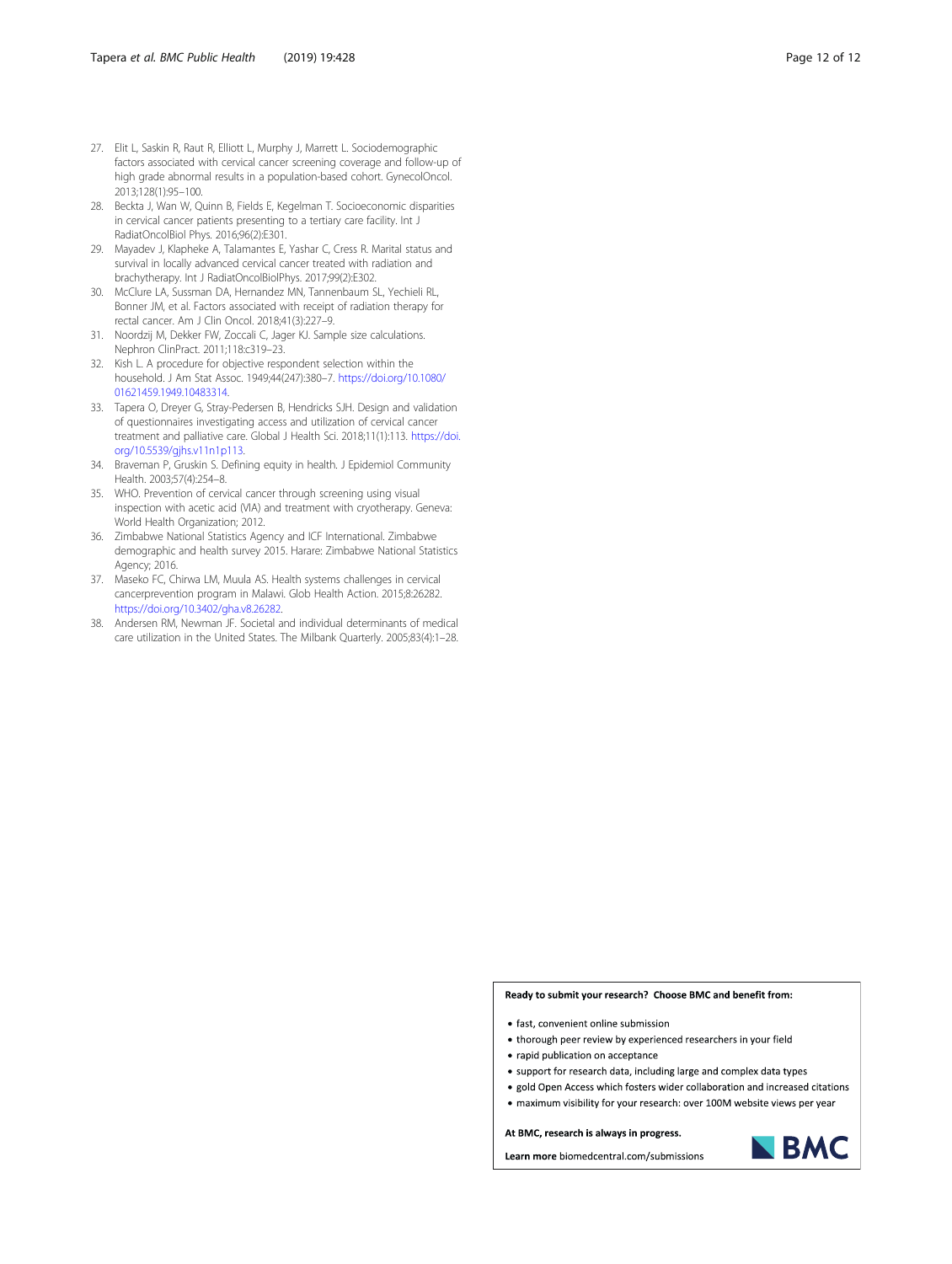27. Elit L, Saskin R, Raut R, Elliott L, Murphy J, Marrett L. Sociodemographic factors associated with cervical cancer screening coverage and follow-up of high grade abnormal results in a population-based cohort. GynecolOncol. 2013;128(1):95–100.
28. Beckta J, Wan W, Quinn B, Fields E, Kegelman T. Socioeconomic disparities in cervical cancer patients presenting to a tertiary care facility. Int J RadiatOncolBiol Phys. 2016;96(2):E301.
29. Mayadev J, Klapheke A, Talamantes E, Yashar C, Cress R. Marital status and survival in locally advanced cervical cancer treated with radiation and brachytherapy. Int J RadiatOncolBiolPhys. 2017;99(2):E302.
30. McClure LA, Sussman DA, Hernandez MN, Tannenbaum SL, Yechieli RL, Bonner JM, et al. Factors associated with receipt of radiation therapy for rectal cancer. Am J Clin Oncol. 2018;41(3):227–9.
31. Noordzij M, Dekker FW, Zoccali C, Jager KJ. Sample size calculations. Nephron ClinPract. 2011;118:c319–23.
32. Kish L. A procedure for objective respondent selection within the household. J Am Stat Assoc. 1949;44(247):380–7. https://doi.org/10.1080/01621459.1949.10483314.
33. Tapera O, Dreyer G, Stray-Pedersen B, Hendricks SJH. Design and validation of questionnaires investigating access and utilization of cervical cancer treatment and palliative care. Global J Health Sci. 2018;11(1):113. https://doi.org/10.5539/gjhs.v11n1p113.
34. Braveman P, Gruskin S. Defining equity in health. J Epidemiol Community Health. 2003;57(4):254–8.
35. WHO. Prevention of cervical cancer through screening using visual inspection with acetic acid (VIA) and treatment with cryotherapy. Geneva: World Health Organization; 2012.
36. Zimbabwe National Statistics Agency and ICF International. Zimbabwe demographic and health survey 2015. Harare: Zimbabwe National Statistics Agency; 2016.
37. Maseko FC, Chirwa LM, Muula AS. Health systems challenges in cervical cancerprevention program in Malawi. Glob Health Action. 2015;8:26282. https://doi.org/10.3402/gha.v8.26282.
38. Andersen RM, Newman JF. Societal and individual determinants of medical care utilization in the United States. The Milbank Quarterly. 2005;83(4):1–28.

**Ready to submit your research? Choose BMC and benefit from:**

- fast, convenient online submission
- thorough peer review by experienced researchers in your field
- rapid publication on acceptance
- support for research data, including large and complex data types
- gold Open Access which fosters wider collaboration and increased citations
- maximum visibility for your research: over 100M website views per year

**At BMC, research is always in progress.**

**Learn more** biomedcentral.com/submissions

BMC